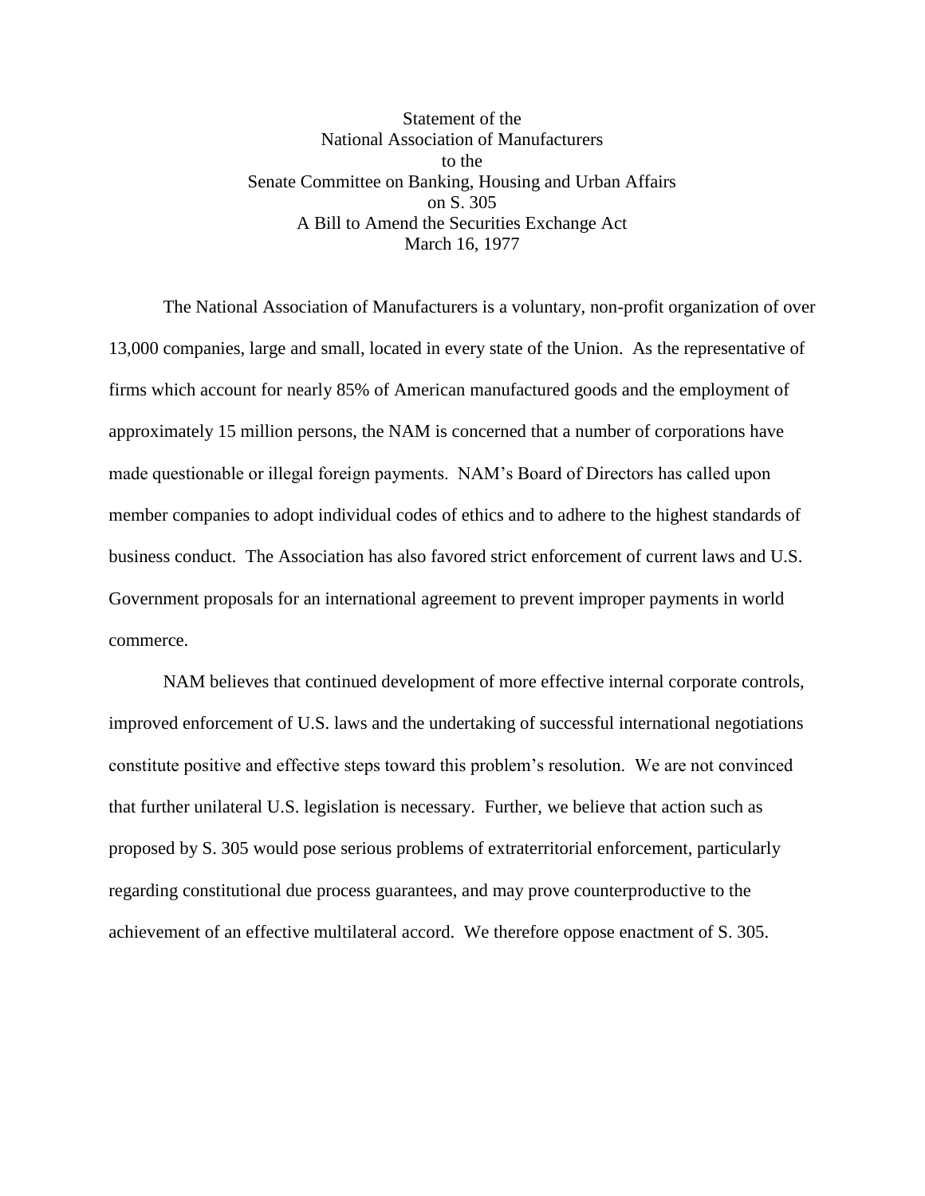Statement of the
National Association of Manufacturers
to the
Senate Committee on Banking, Housing and Urban Affairs
on S. 305
A Bill to Amend the Securities Exchange Act
March 16, 1977

The National Association of Manufacturers is a voluntary, non-profit organization of over 13,000 companies, large and small, located in every state of the Union. As the representative of firms which account for nearly 85% of American manufactured goods and the employment of approximately 15 million persons, the NAM is concerned that a number of corporations have made questionable or illegal foreign payments. NAM's Board of Directors has called upon member companies to adopt individual codes of ethics and to adhere to the highest standards of business conduct. The Association has also favored strict enforcement of current laws and U.S. Government proposals for an international agreement to prevent improper payments in world commerce.

NAM believes that continued development of more effective internal corporate controls, improved enforcement of U.S. laws and the undertaking of successful international negotiations constitute positive and effective steps toward this problem's resolution. We are not convinced that further unilateral U.S. legislation is necessary. Further, we believe that action such as proposed by S. 305 would pose serious problems of extraterritorial enforcement, particularly regarding constitutional due process guarantees, and may prove counterproductive to the achievement of an effective multilateral accord. We therefore oppose enactment of S. 305.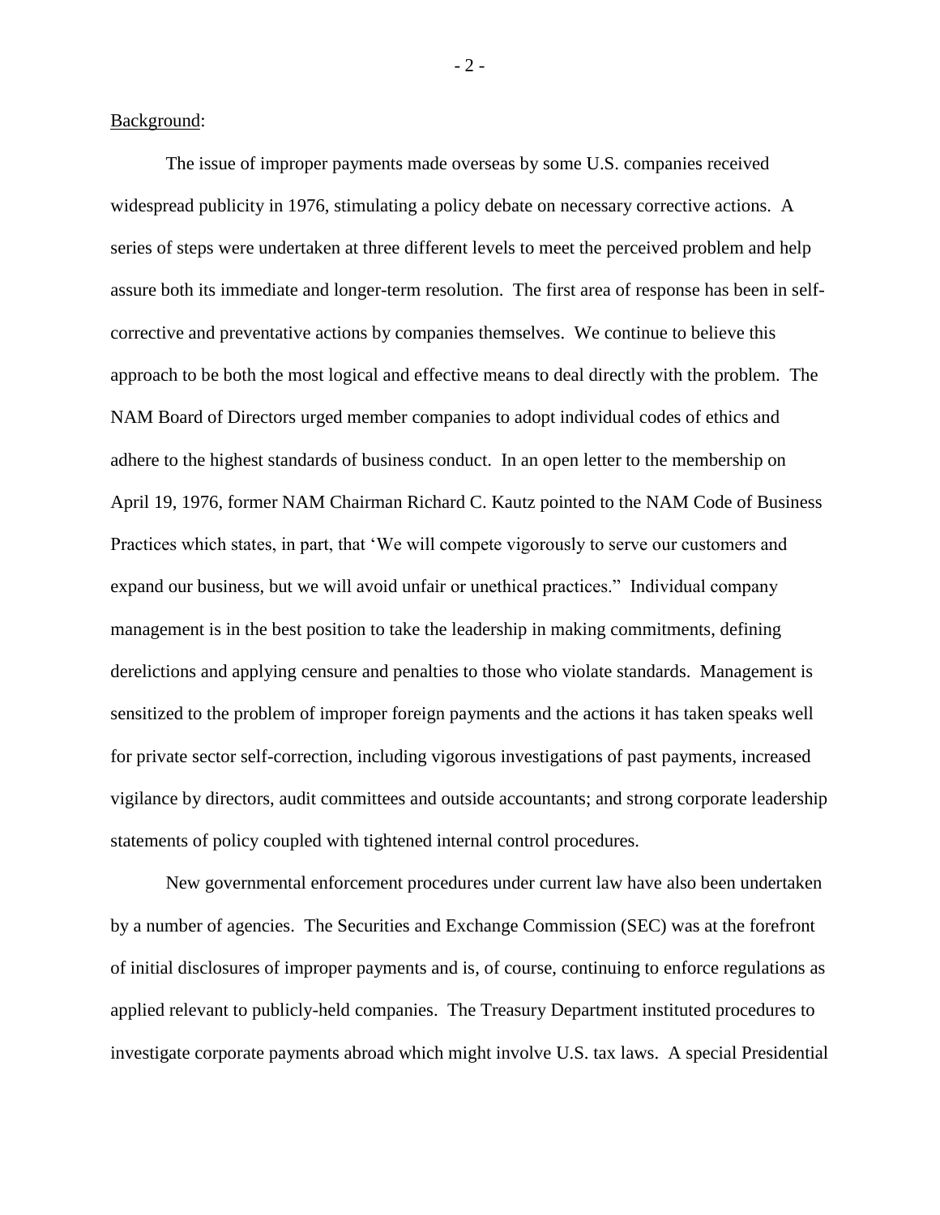Background:

The issue of improper payments made overseas by some U.S. companies received widespread publicity in 1976, stimulating a policy debate on necessary corrective actions. A series of steps were undertaken at three different levels to meet the perceived problem and help assure both its immediate and longer-term resolution. The first area of response has been in self-corrective and preventative actions by companies themselves. We continue to believe this approach to be both the most logical and effective means to deal directly with the problem. The NAM Board of Directors urged member companies to adopt individual codes of ethics and adhere to the highest standards of business conduct. In an open letter to the membership on April 19, 1976, former NAM Chairman Richard C. Kautz pointed to the NAM Code of Business Practices which states, in part, that 'We will compete vigorously to serve our customers and expand our business, but we will avoid unfair or unethical practices." Individual company management is in the best position to take the leadership in making commitments, defining derelictions and applying censure and penalties to those who violate standards. Management is sensitized to the problem of improper foreign payments and the actions it has taken speaks well for private sector self-correction, including vigorous investigations of past payments, increased vigilance by directors, audit committees and outside accountants; and strong corporate leadership statements of policy coupled with tightened internal control procedures.

New governmental enforcement procedures under current law have also been undertaken by a number of agencies. The Securities and Exchange Commission (SEC) was at the forefront of initial disclosures of improper payments and is, of course, continuing to enforce regulations as applied relevant to publicly-held companies. The Treasury Department instituted procedures to investigate corporate payments abroad which might involve U.S. tax laws. A special Presidential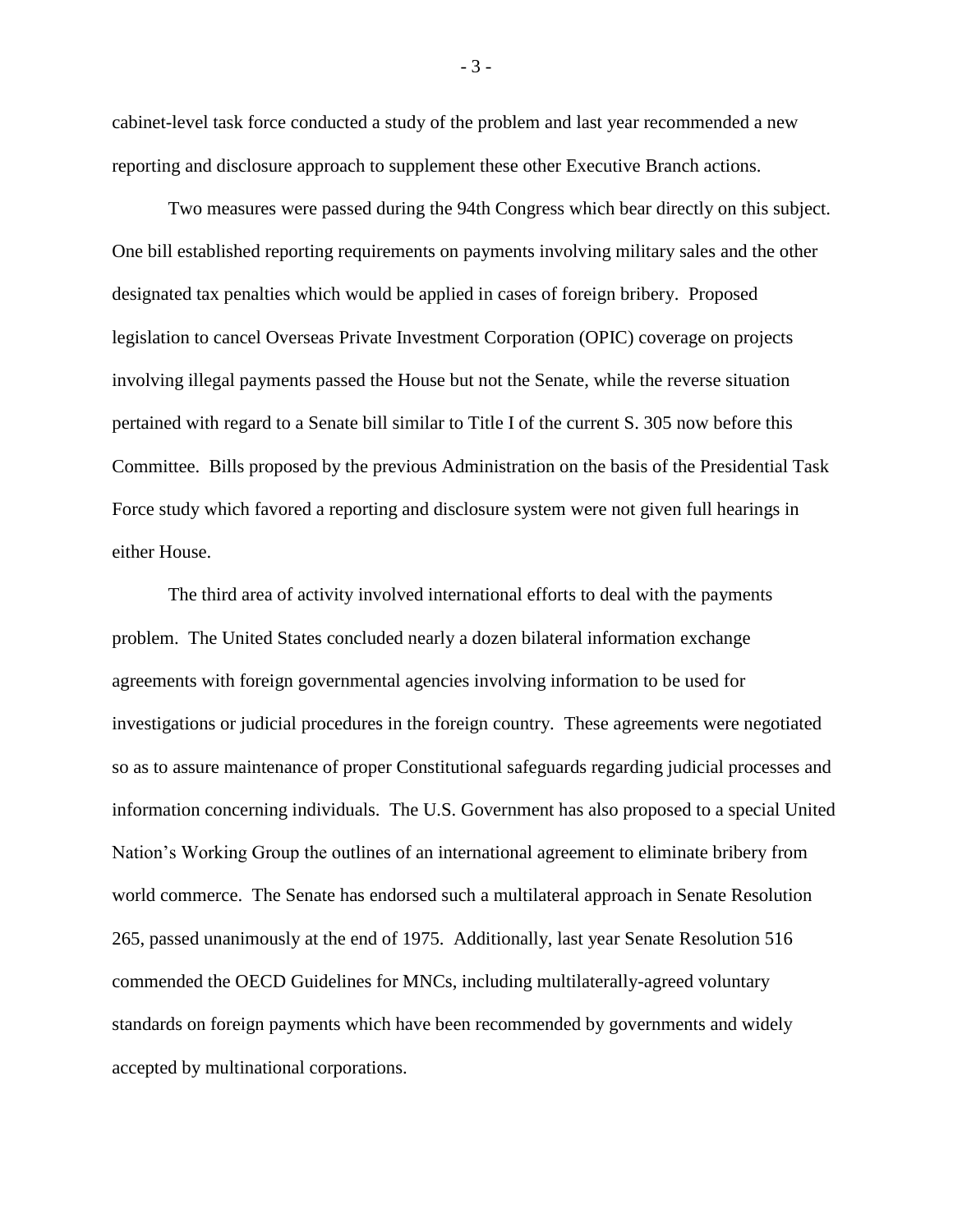cabinet-level task force conducted a study of the problem and last year recommended a new reporting and disclosure approach to supplement these other Executive Branch actions.

Two measures were passed during the 94th Congress which bear directly on this subject. One bill established reporting requirements on payments involving military sales and the other designated tax penalties which would be applied in cases of foreign bribery. Proposed legislation to cancel Overseas Private Investment Corporation (OPIC) coverage on projects involving illegal payments passed the House but not the Senate, while the reverse situation pertained with regard to a Senate bill similar to Title I of the current S. 305 now before this Committee. Bills proposed by the previous Administration on the basis of the Presidential Task Force study which favored a reporting and disclosure system were not given full hearings in either House.

The third area of activity involved international efforts to deal with the payments problem. The United States concluded nearly a dozen bilateral information exchange agreements with foreign governmental agencies involving information to be used for investigations or judicial procedures in the foreign country. These agreements were negotiated so as to assure maintenance of proper Constitutional safeguards regarding judicial processes and information concerning individuals. The U.S. Government has also proposed to a special United Nation's Working Group the outlines of an international agreement to eliminate bribery from world commerce. The Senate has endorsed such a multilateral approach in Senate Resolution 265, passed unanimously at the end of 1975. Additionally, last year Senate Resolution 516 commended the OECD Guidelines for MNCs, including multilaterally-agreed voluntary standards on foreign payments which have been recommended by governments and widely accepted by multinational corporations.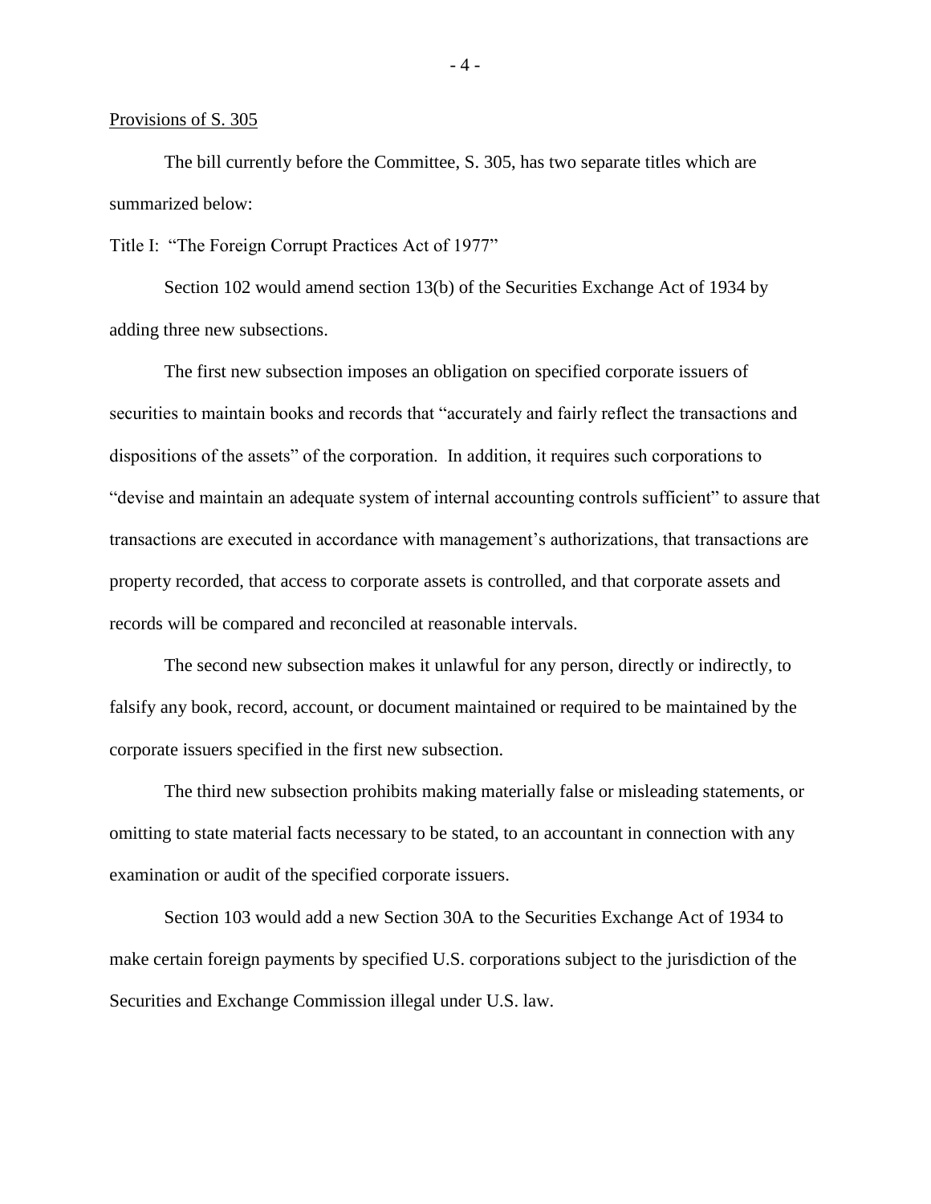Provisions of S. 305

The bill currently before the Committee, S. 305, has two separate titles which are summarized below:

Title I: "The Foreign Corrupt Practices Act of 1977"

Section 102 would amend section 13(b) of the Securities Exchange Act of 1934 by adding three new subsections.

The first new subsection imposes an obligation on specified corporate issuers of securities to maintain books and records that "accurately and fairly reflect the transactions and dispositions of the assets" of the corporation. In addition, it requires such corporations to "devise and maintain an adequate system of internal accounting controls sufficient" to assure that transactions are executed in accordance with management's authorizations, that transactions are property recorded, that access to corporate assets is controlled, and that corporate assets and records will be compared and reconciled at reasonable intervals.

The second new subsection makes it unlawful for any person, directly or indirectly, to falsify any book, record, account, or document maintained or required to be maintained by the corporate issuers specified in the first new subsection.

The third new subsection prohibits making materially false or misleading statements, or omitting to state material facts necessary to be stated, to an accountant in connection with any examination or audit of the specified corporate issuers.

Section 103 would add a new Section 30A to the Securities Exchange Act of 1934 to make certain foreign payments by specified U.S. corporations subject to the jurisdiction of the Securities and Exchange Commission illegal under U.S. law.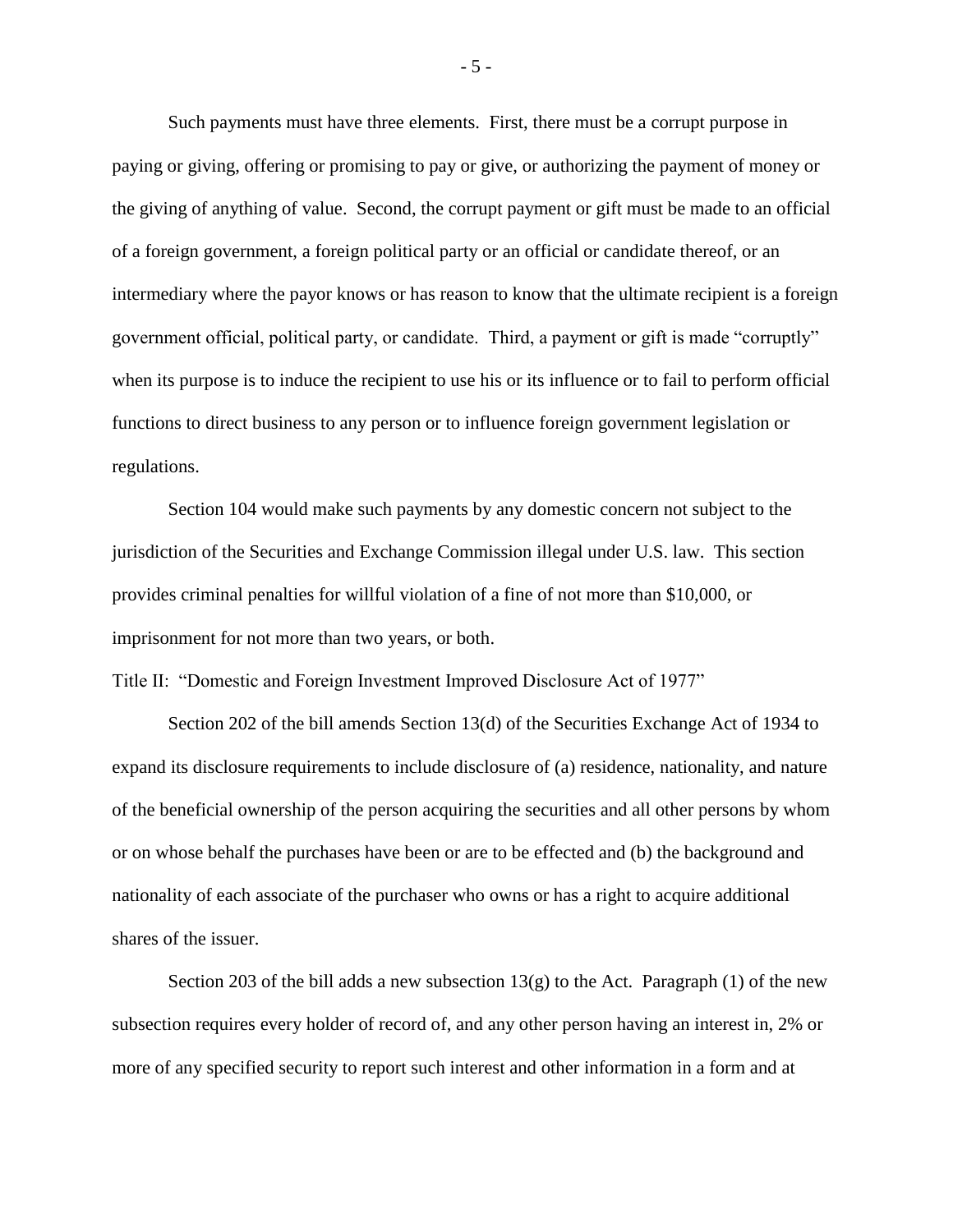Such payments must have three elements. First, there must be a corrupt purpose in paying or giving, offering or promising to pay or give, or authorizing the payment of money or the giving of anything of value. Second, the corrupt payment or gift must be made to an official of a foreign government, a foreign political party or an official or candidate thereof, or an intermediary where the payor knows or has reason to know that the ultimate recipient is a foreign government official, political party, or candidate. Third, a payment or gift is made "corruptly" when its purpose is to induce the recipient to use his or its influence or to fail to perform official functions to direct business to any person or to influence foreign government legislation or regulations.

Section 104 would make such payments by any domestic concern not subject to the jurisdiction of the Securities and Exchange Commission illegal under U.S. law. This section provides criminal penalties for willful violation of a fine of not more than $10,000, or imprisonment for not more than two years, or both.

Title II: "Domestic and Foreign Investment Improved Disclosure Act of 1977"

Section 202 of the bill amends Section 13(d) of the Securities Exchange Act of 1934 to expand its disclosure requirements to include disclosure of (a) residence, nationality, and nature of the beneficial ownership of the person acquiring the securities and all other persons by whom or on whose behalf the purchases have been or are to be effected and (b) the background and nationality of each associate of the purchaser who owns or has a right to acquire additional shares of the issuer.

Section 203 of the bill adds a new subsection 13(g) to the Act. Paragraph (1) of the new subsection requires every holder of record of, and any other person having an interest in, 2% or more of any specified security to report such interest and other information in a form and at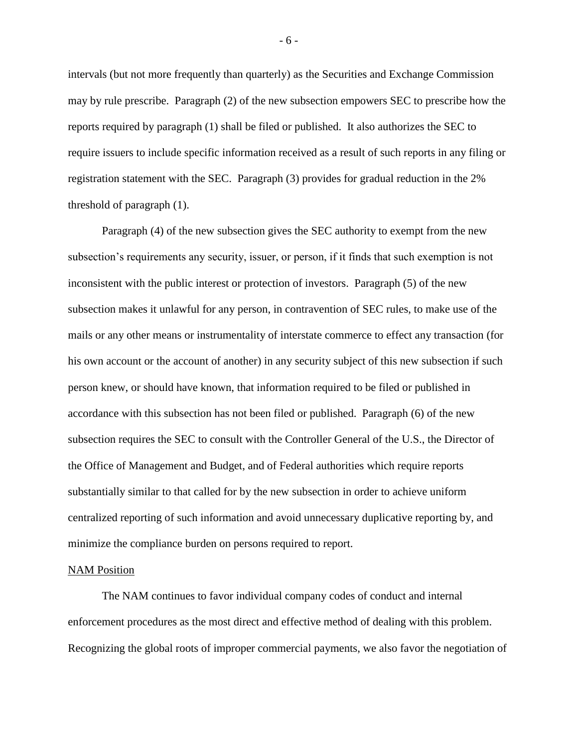intervals (but not more frequently than quarterly) as the Securities and Exchange Commission may by rule prescribe. Paragraph (2) of the new subsection empowers SEC to prescribe how the reports required by paragraph (1) shall be filed or published. It also authorizes the SEC to require issuers to include specific information received as a result of such reports in any filing or registration statement with the SEC. Paragraph (3) provides for gradual reduction in the 2% threshold of paragraph (1).

Paragraph (4) of the new subsection gives the SEC authority to exempt from the new subsection's requirements any security, issuer, or person, if it finds that such exemption is not inconsistent with the public interest or protection of investors. Paragraph (5) of the new subsection makes it unlawful for any person, in contravention of SEC rules, to make use of the mails or any other means or instrumentality of interstate commerce to effect any transaction (for his own account or the account of another) in any security subject of this new subsection if such person knew, or should have known, that information required to be filed or published in accordance with this subsection has not been filed or published. Paragraph (6) of the new subsection requires the SEC to consult with the Controller General of the U.S., the Director of the Office of Management and Budget, and of Federal authorities which require reports substantially similar to that called for by the new subsection in order to achieve uniform centralized reporting of such information and avoid unnecessary duplicative reporting by, and minimize the compliance burden on persons required to report.

NAM Position

The NAM continues to favor individual company codes of conduct and internal enforcement procedures as the most direct and effective method of dealing with this problem. Recognizing the global roots of improper commercial payments, we also favor the negotiation of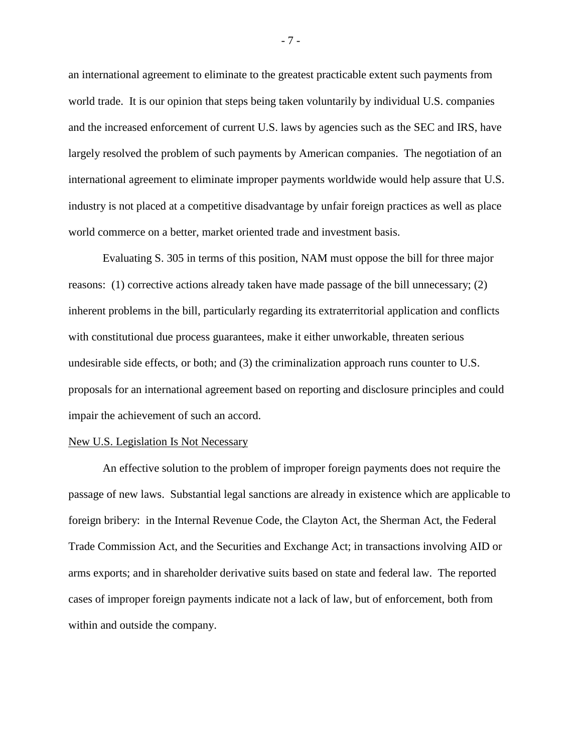an international agreement to eliminate to the greatest practicable extent such payments from world trade. It is our opinion that steps being taken voluntarily by individual U.S. companies and the increased enforcement of current U.S. laws by agencies such as the SEC and IRS, have largely resolved the problem of such payments by American companies. The negotiation of an international agreement to eliminate improper payments worldwide would help assure that U.S. industry is not placed at a competitive disadvantage by unfair foreign practices as well as place world commerce on a better, market oriented trade and investment basis.

Evaluating S. 305 in terms of this position, NAM must oppose the bill for three major reasons: (1) corrective actions already taken have made passage of the bill unnecessary; (2) inherent problems in the bill, particularly regarding its extraterritorial application and conflicts with constitutional due process guarantees, make it either unworkable, threaten serious undesirable side effects, or both; and (3) the criminalization approach runs counter to U.S. proposals for an international agreement based on reporting and disclosure principles and could impair the achievement of such an accord.

## New U.S. Legislation Is Not Necessary

An effective solution to the problem of improper foreign payments does not require the passage of new laws. Substantial legal sanctions are already in existence which are applicable to foreign bribery: in the Internal Revenue Code, the Clayton Act, the Sherman Act, the Federal Trade Commission Act, and the Securities and Exchange Act; in transactions involving AID or arms exports; and in shareholder derivative suits based on state and federal law. The reported cases of improper foreign payments indicate not a lack of law, but of enforcement, both from within and outside the company.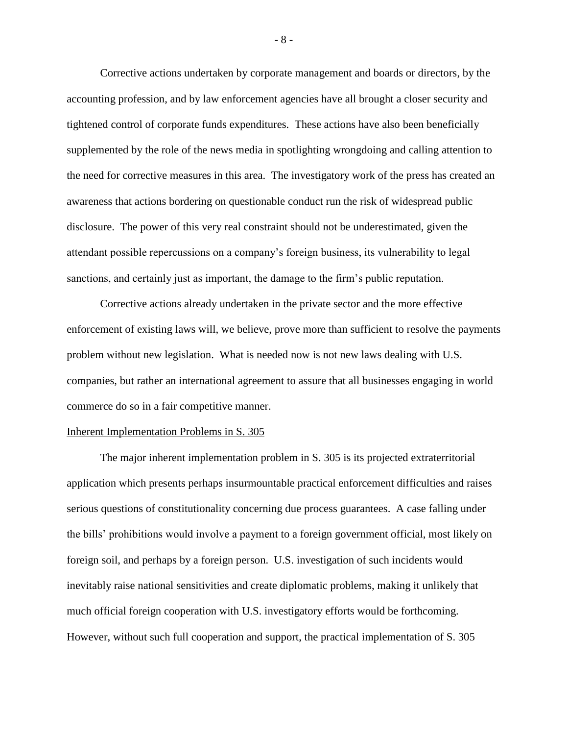Corrective actions undertaken by corporate management and boards or directors, by the accounting profession, and by law enforcement agencies have all brought a closer security and tightened control of corporate funds expenditures. These actions have also been beneficially supplemented by the role of the news media in spotlighting wrongdoing and calling attention to the need for corrective measures in this area. The investigatory work of the press has created an awareness that actions bordering on questionable conduct run the risk of widespread public disclosure. The power of this very real constraint should not be underestimated, given the attendant possible repercussions on a company's foreign business, its vulnerability to legal sanctions, and certainly just as important, the damage to the firm's public reputation.

Corrective actions already undertaken in the private sector and the more effective enforcement of existing laws will, we believe, prove more than sufficient to resolve the payments problem without new legislation. What is needed now is not new laws dealing with U.S. companies, but rather an international agreement to assure that all businesses engaging in world commerce do so in a fair competitive manner.

<u>Inherent Implementation Problems in S. 305</u>

The major inherent implementation problem in S. 305 is its projected extraterritorial application which presents perhaps insurmountable practical enforcement difficulties and raises serious questions of constitutionality concerning due process guarantees. A case falling under the bills' prohibitions would involve a payment to a foreign government official, most likely on foreign soil, and perhaps by a foreign person. U.S. investigation of such incidents would inevitably raise national sensitivities and create diplomatic problems, making it unlikely that much official foreign cooperation with U.S. investigatory efforts would be forthcoming. However, without such full cooperation and support, the practical implementation of S. 305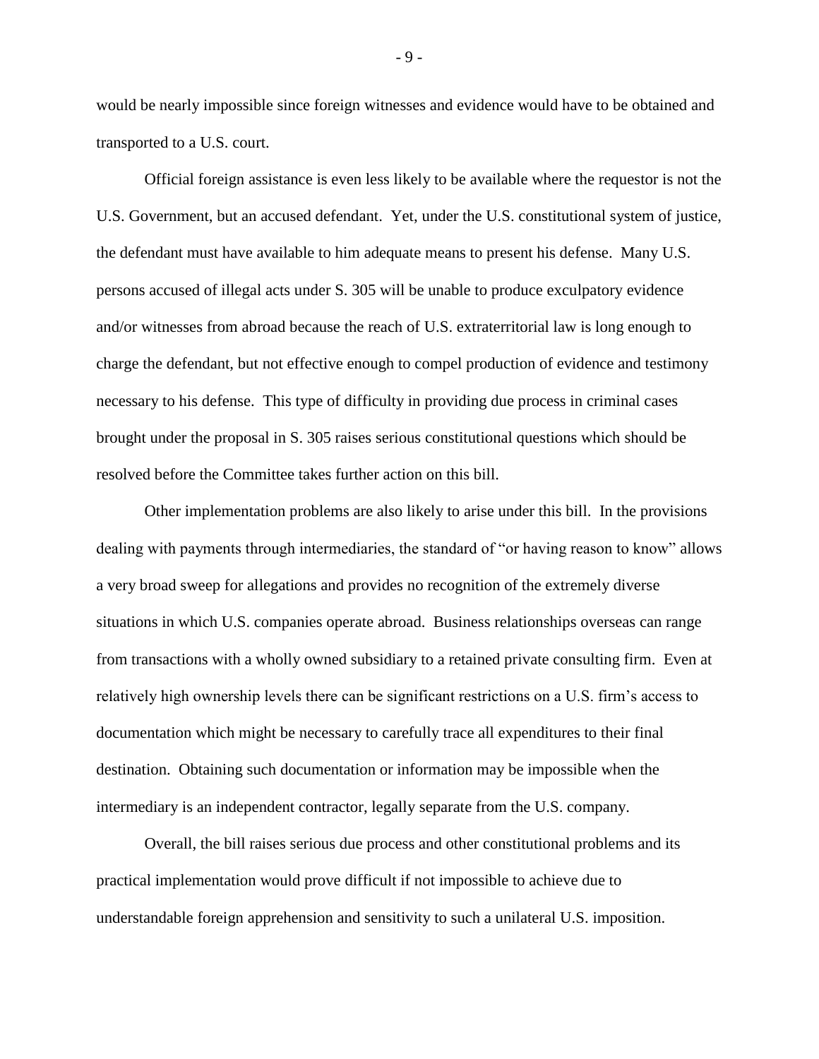would be nearly impossible since foreign witnesses and evidence would have to be obtained and transported to a U.S. court.

Official foreign assistance is even less likely to be available where the requestor is not the U.S. Government, but an accused defendant. Yet, under the U.S. constitutional system of justice, the defendant must have available to him adequate means to present his defense. Many U.S. persons accused of illegal acts under S. 305 will be unable to produce exculpatory evidence and/or witnesses from abroad because the reach of U.S. extraterritorial law is long enough to charge the defendant, but not effective enough to compel production of evidence and testimony necessary to his defense. This type of difficulty in providing due process in criminal cases brought under the proposal in S. 305 raises serious constitutional questions which should be resolved before the Committee takes further action on this bill.

Other implementation problems are also likely to arise under this bill. In the provisions dealing with payments through intermediaries, the standard of "or having reason to know" allows a very broad sweep for allegations and provides no recognition of the extremely diverse situations in which U.S. companies operate abroad. Business relationships overseas can range from transactions with a wholly owned subsidiary to a retained private consulting firm. Even at relatively high ownership levels there can be significant restrictions on a U.S. firm's access to documentation which might be necessary to carefully trace all expenditures to their final destination. Obtaining such documentation or information may be impossible when the intermediary is an independent contractor, legally separate from the U.S. company.

Overall, the bill raises serious due process and other constitutional problems and its practical implementation would prove difficult if not impossible to achieve due to understandable foreign apprehension and sensitivity to such a unilateral U.S. imposition.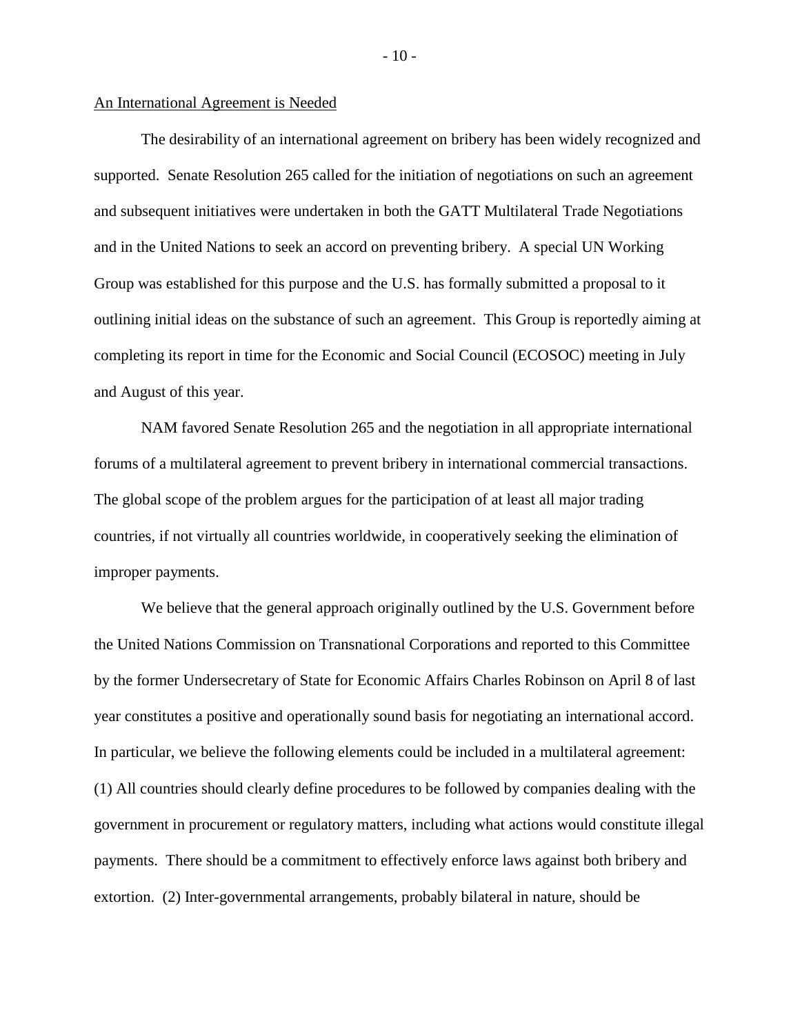An International Agreement is Needed

The desirability of an international agreement on bribery has been widely recognized and supported. Senate Resolution 265 called for the initiation of negotiations on such an agreement and subsequent initiatives were undertaken in both the GATT Multilateral Trade Negotiations and in the United Nations to seek an accord on preventing bribery. A special UN Working Group was established for this purpose and the U.S. has formally submitted a proposal to it outlining initial ideas on the substance of such an agreement. This Group is reportedly aiming at completing its report in time for the Economic and Social Council (ECOSOC) meeting in July and August of this year.

NAM favored Senate Resolution 265 and the negotiation in all appropriate international forums of a multilateral agreement to prevent bribery in international commercial transactions. The global scope of the problem argues for the participation of at least all major trading countries, if not virtually all countries worldwide, in cooperatively seeking the elimination of improper payments.

We believe that the general approach originally outlined by the U.S. Government before the United Nations Commission on Transnational Corporations and reported to this Committee by the former Undersecretary of State for Economic Affairs Charles Robinson on April 8 of last year constitutes a positive and operationally sound basis for negotiating an international accord. In particular, we believe the following elements could be included in a multilateral agreement: (1) All countries should clearly define procedures to be followed by companies dealing with the government in procurement or regulatory matters, including what actions would constitute illegal payments. There should be a commitment to effectively enforce laws against both bribery and extortion. (2) Inter-governmental arrangements, probably bilateral in nature, should be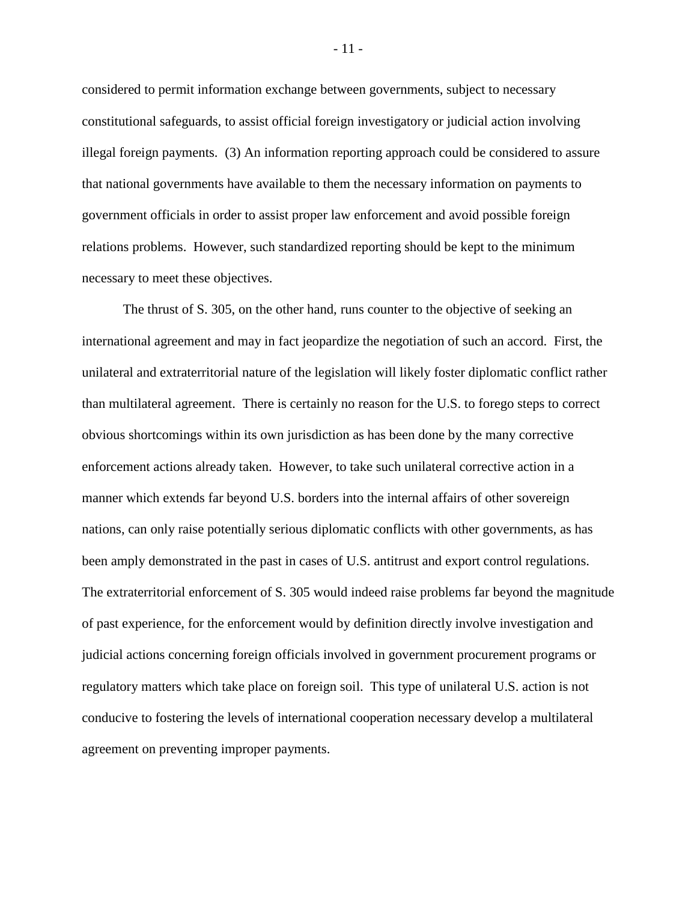considered to permit information exchange between governments, subject to necessary constitutional safeguards, to assist official foreign investigatory or judicial action involving illegal foreign payments. (3) An information reporting approach could be considered to assure that national governments have available to them the necessary information on payments to government officials in order to assist proper law enforcement and avoid possible foreign relations problems. However, such standardized reporting should be kept to the minimum necessary to meet these objectives.

The thrust of S. 305, on the other hand, runs counter to the objective of seeking an international agreement and may in fact jeopardize the negotiation of such an accord. First, the unilateral and extraterritorial nature of the legislation will likely foster diplomatic conflict rather than multilateral agreement. There is certainly no reason for the U.S. to forego steps to correct obvious shortcomings within its own jurisdiction as has been done by the many corrective enforcement actions already taken. However, to take such unilateral corrective action in a manner which extends far beyond U.S. borders into the internal affairs of other sovereign nations, can only raise potentially serious diplomatic conflicts with other governments, as has been amply demonstrated in the past in cases of U.S. antitrust and export control regulations. The extraterritorial enforcement of S. 305 would indeed raise problems far beyond the magnitude of past experience, for the enforcement would by definition directly involve investigation and judicial actions concerning foreign officials involved in government procurement programs or regulatory matters which take place on foreign soil. This type of unilateral U.S. action is not conducive to fostering the levels of international cooperation necessary develop a multilateral agreement on preventing improper payments.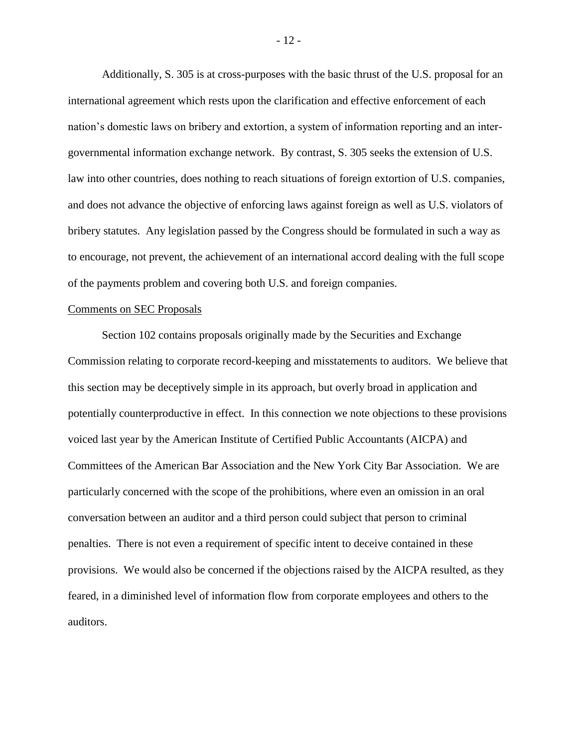Additionally, S. 305 is at cross-purposes with the basic thrust of the U.S. proposal for an international agreement which rests upon the clarification and effective enforcement of each nation's domestic laws on bribery and extortion, a system of information reporting and an inter-governmental information exchange network. By contrast, S. 305 seeks the extension of U.S. law into other countries, does nothing to reach situations of foreign extortion of U.S. companies, and does not advance the objective of enforcing laws against foreign as well as U.S. violators of bribery statutes. Any legislation passed by the Congress should be formulated in such a way as to encourage, not prevent, the achievement of an international accord dealing with the full scope of the payments problem and covering both U.S. and foreign companies.

<u>Comments on SEC Proposals</u>

Section 102 contains proposals originally made by the Securities and Exchange Commission relating to corporate record-keeping and misstatements to auditors. We believe that this section may be deceptively simple in its approach, but overly broad in application and potentially counterproductive in effect. In this connection we note objections to these provisions voiced last year by the American Institute of Certified Public Accountants (AICPA) and Committees of the American Bar Association and the New York City Bar Association. We are particularly concerned with the scope of the prohibitions, where even an omission in an oral conversation between an auditor and a third person could subject that person to criminal penalties. There is not even a requirement of specific intent to deceive contained in these provisions. We would also be concerned if the objections raised by the AICPA resulted, as they feared, in a diminished level of information flow from corporate employees and others to the auditors.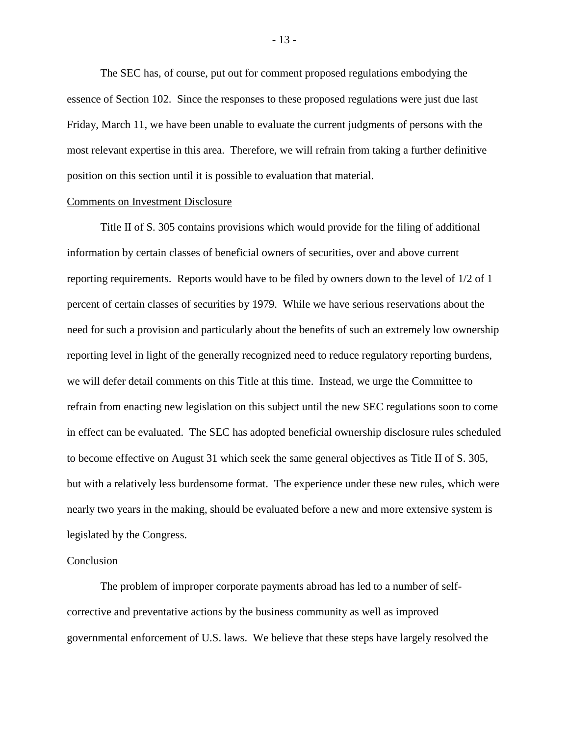The SEC has, of course, put out for comment proposed regulations embodying the essence of Section 102. Since the responses to these proposed regulations were just due last Friday, March 11, we have been unable to evaluate the current judgments of persons with the most relevant expertise in this area. Therefore, we will refrain from taking a further definitive position on this section until it is possible to evaluation that material.

<u>Comments on Investment Disclosure</u>

Title II of S. 305 contains provisions which would provide for the filing of additional information by certain classes of beneficial owners of securities, over and above current reporting requirements. Reports would have to be filed by owners down to the level of 1/2 of 1 percent of certain classes of securities by 1979. While we have serious reservations about the need for such a provision and particularly about the benefits of such an extremely low ownership reporting level in light of the generally recognized need to reduce regulatory reporting burdens, we will defer detail comments on this Title at this time. Instead, we urge the Committee to refrain from enacting new legislation on this subject until the new SEC regulations soon to come in effect can be evaluated. The SEC has adopted beneficial ownership disclosure rules scheduled to become effective on August 31 which seek the same general objectives as Title II of S. 305, but with a relatively less burdensome format. The experience under these new rules, which were nearly two years in the making, should be evaluated before a new and more extensive system is legislated by the Congress.

<u>Conclusion</u>

The problem of improper corporate payments abroad has led to a number of self-corrective and preventative actions by the business community as well as improved governmental enforcement of U.S. laws. We believe that these steps have largely resolved the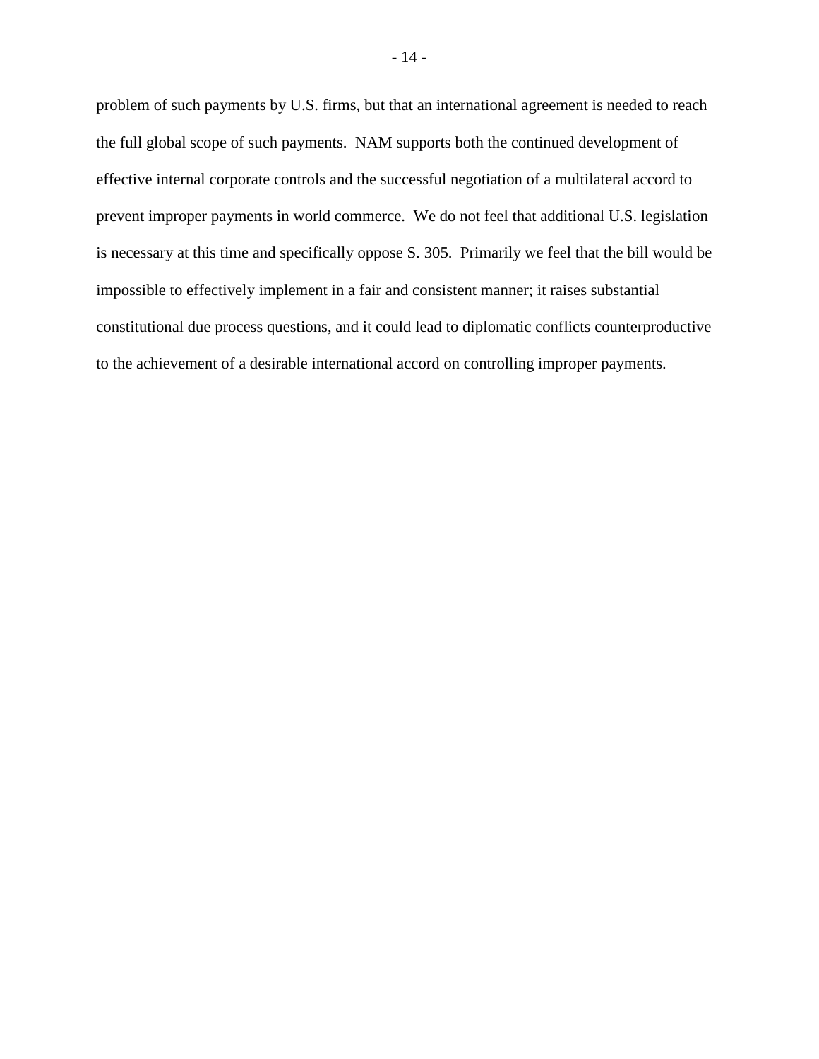problem of such payments by U.S. firms, but that an international agreement is needed to reach the full global scope of such payments. NAM supports both the continued development of effective internal corporate controls and the successful negotiation of a multilateral accord to prevent improper payments in world commerce. We do not feel that additional U.S. legislation is necessary at this time and specifically oppose S. 305. Primarily we feel that the bill would be impossible to effectively implement in a fair and consistent manner; it raises substantial constitutional due process questions, and it could lead to diplomatic conflicts counterproductive to the achievement of a desirable international accord on controlling improper payments.